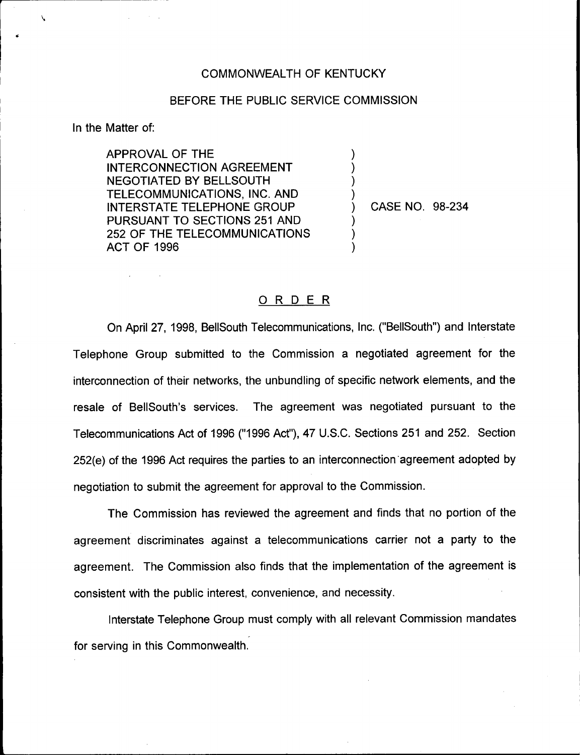COMMONWEALTH OF KENTUCKY

BEFORE THE PUBLIC SERVICE COMMISSION

In the Matter of:

| | | |
|---|---|---|
| APPROVAL OF THE INTERCONNECTION AGREEMENT NEGOTIATED BY BELLSOUTH TELECOMMUNICATIONS, INC. AND INTERSTATE TELEPHONE GROUP PURSUANT TO SECTIONS 251 AND 252 OF THE TELECOMMUNICATIONS ACT OF 1996 | ) | CASE NO. 98-234 |

## ORDER

On April 27, 1998, BellSouth Telecommunications, Inc. ("BellSouth") and Interstate Telephone Group submitted to the Commission a negotiated agreement for the interconnection of their networks, the unbundling of specific network elements, and the resale of BellSouth's services. The agreement was negotiated pursuant to the Telecommunications Act of 1996 ("1996 Act"), 47 U.S.C. Sections 251 and 252. Section 252(e) of the 1996 Act requires the parties to an interconnection agreement adopted by negotiation to submit the agreement for approval to the Commission.

The Commission has reviewed the agreement and finds that no portion of the agreement discriminates against a telecommunications carrier not a party to the agreement. The Commission also finds that the implementation of the agreement is consistent with the public interest, convenience, and necessity.

Interstate Telephone Group must comply with all relevant Commission mandates for serving in this Commonwealth.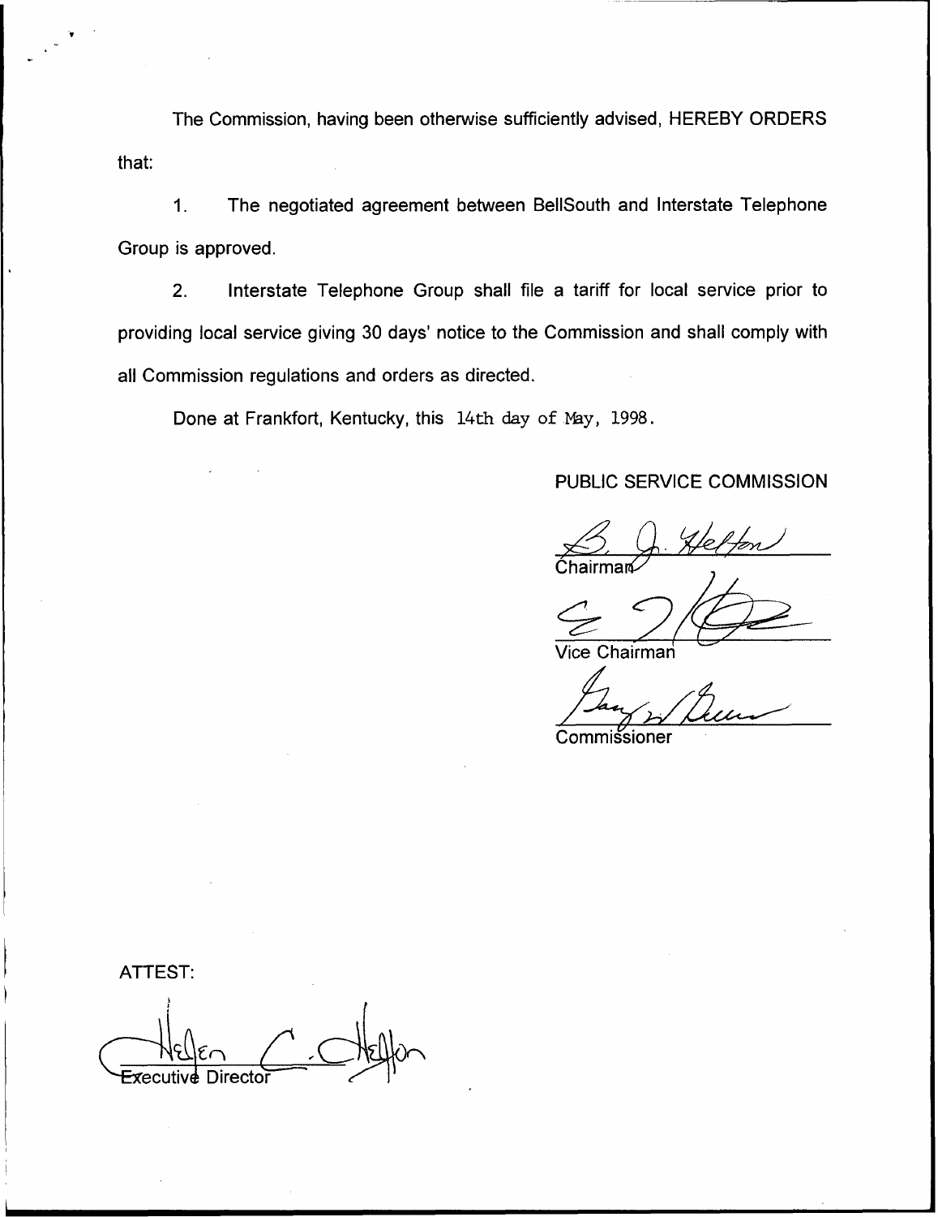The Commission, having been otherwise sufficiently advised, HEREBY ORDERS that:

1. The negotiated agreement between BellSouth and Interstate Telephone Group is approved.

2. Interstate Telephone Group shall file a tariff for local service prior to providing local service giving 30 days' notice to the Commission and shall comply with all Commission regulations and orders as directed.

Done at Frankfort, Kentucky, this 14th day of May, 1998.

PUBLIC SERVICE COMMISSION

Chairman

Vice Chairman

Commissioner

ATTEST:

Executive Director